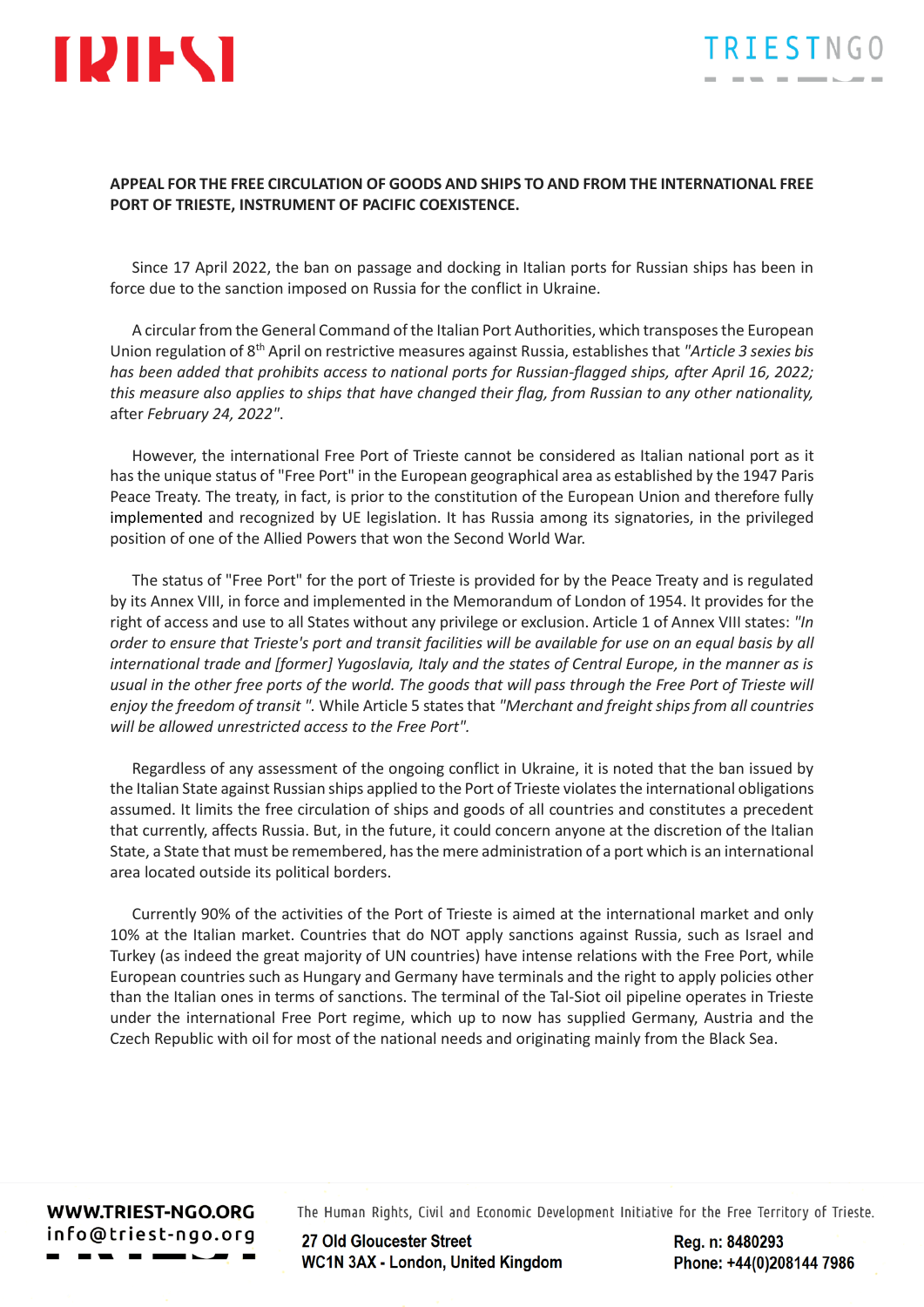**APPEAL FOR THE FREE CIRCULATION OF GOODS AND SHIPS TO AND FROM THE INTERNATIONAL FREE PORT OF TRIESTE, INSTRUMENT OF PACIFIC COEXISTENCE.**

Since 17 April 2022, the ban on passage and docking in Italian ports for Russian ships has been in force due to the sanction imposed on Russia for the conflict in Ukraine.

A circular from the General Command of the Italian Port Authorities, which transposes the European Union regulation of 8th April on restrictive measures against Russia, establishes that *"Article 3 sexies bis has been added that prohibits access to national ports for Russian-flagged ships, after April 16, 2022; this measure also applies to ships that have changed their flag, from Russian to any other nationality,* after *February 24, 2022"*.

However, the international Free Port of Trieste cannot be considered as Italian national port as it has the unique status of "Free Port" in the European geographical area as established by the 1947 Paris Peace Treaty. The treaty, in fact, is prior to the constitution of the European Union and therefore fully implemented and recognized by UE legislation. It has Russia among its signatories, in the privileged position of one of the Allied Powers that won the Second World War.

The status of "Free Port" for the port of Trieste is provided for by the Peace Treaty and is regulated by its Annex VIII, in force and implemented in the Memorandum of London of 1954. It provides for the right of access and use to all States without any privilege or exclusion. Article 1 of Annex VIII states: *"In order to ensure that Trieste's port and transit facilities will be available for use on an equal basis by all international trade and [former] Yugoslavia, Italy and the states of Central Europe, in the manner as is usual in the other free ports of the world. The goods that will pass through the Free Port of Trieste will enjoy the freedom of transit ".* While Article 5 states that *"Merchant and freight ships from all countries will be allowed unrestricted access to the Free Port".*

Regardless of any assessment of the ongoing conflict in Ukraine, it is noted that the ban issued by the Italian State against Russian ships applied to the Port of Trieste violates the international obligations assumed. It limits the free circulation of ships and goods of all countries and constitutes a precedent that currently, affects Russia. But, in the future, it could concern anyone at the discretion of the Italian State, a State that must be remembered, has the mere administration of a port which is an international area located outside its political borders.

Currently 90% of the activities of the Port of Trieste is aimed at the international market and only 10% at the Italian market. Countries that do NOT apply sanctions against Russia, such as Israel and Turkey (as indeed the great majority of UN countries) have intense relations with the Free Port, while European countries such as Hungary and Germany have terminals and the right to apply policies other than the Italian ones in terms of sanctions. The terminal of the Tal-Siot oil pipeline operates in Trieste under the international Free Port regime, which up to now has supplied Germany, Austria and the Czech Republic with oil for most of the national needs and originating mainly from the Black Sea.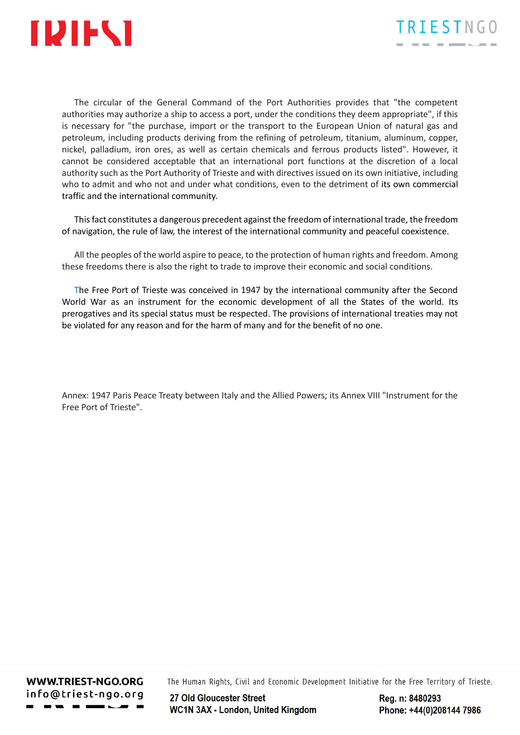The circular of the General Command of the Port Authorities provides that "the competent authorities may authorize a ship to access a port, under the conditions they deem appropriate", if this is necessary for "the purchase, import or the transport to the European Union of natural gas and petroleum, including products deriving from the refining of petroleum, titanium, aluminum, copper, nickel, palladium, iron ores, as well as certain chemicals and ferrous products listed". However, it cannot be considered acceptable that an international port functions at the discretion of a local authority such as the Port Authority of Trieste and with directives issued on its own initiative, including who to admit and who not and under what conditions, even to the detriment of its own commercial traffic and the international community.

This fact constitutes a dangerous precedent against the freedom of international trade, the freedom of navigation, the rule of law, the interest of the international community and peaceful coexistence.

All the peoples of the world aspire to peace, to the protection of human rights and freedom. Among these freedoms there is also the right to trade to improve their economic and social conditions.

The Free Port of Trieste was conceived in 1947 by the international community after the Second World War as an instrument for the economic development of all the States of the world. Its prerogatives and its special status must be respected. The provisions of international treaties may not be violated for any reason and for the harm of many and for the benefit of no one.

Annex: 1947 Paris Peace Treaty between Italy and the Allied Powers; its Annex VIII "Instrument for the Free Port of Trieste".